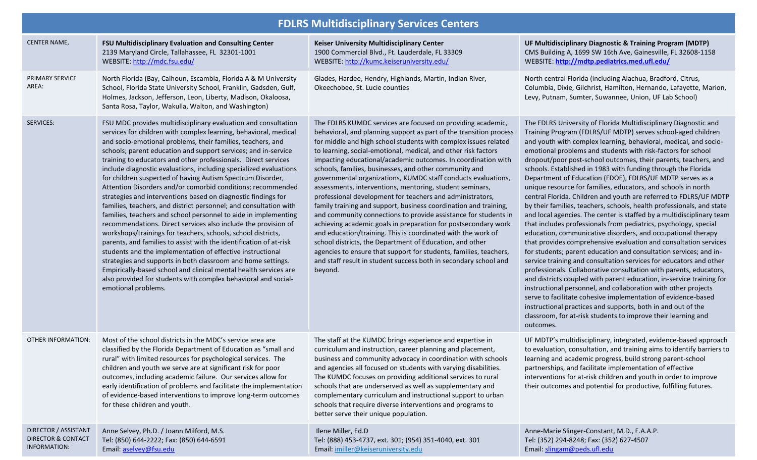# FDLRS Multidisciplinary Services Centers

| CENTER NAME, | **FSU Multidisciplinary Evaluation and Consulting Center**<br>2139 Maryland Circle, Tallahassee, FL 32301-1001<br>WEBSITE: http://mdc.fsu.edu/ | **Keiser University Multidisciplinary Center**<br>1900 Commercial Blvd., Ft. Lauderdale, FL 33309<br>WEBSITE: http://kumc.keiseruniversity.edu/ | **UF Multidisciplinary Diagnostic & Training Program (MDTP)**<br>CMS Building A, 1699 SW 16th Ave, Gainesville, FL 32608-1158<br>WEBSITE: **http://mdtp.pediatrics.med.ufl.edu/** |
|---|---|---|---|
| PRIMARY SERVICE AREA: | North Florida (Bay, Calhoun, Escambia, Florida A & M University School, Florida State University School, Franklin, Gadsden, Gulf, Holmes, Jackson, Jefferson, Leon, Liberty, Madison, Okaloosa, Santa Rosa, Taylor, Wakulla, Walton, and Washington) | Glades, Hardee, Hendry, Highlands, Martin, Indian River, Okeechobee, St. Lucie counties | North central Florida (including Alachua, Bradford, Citrus, Columbia, Dixie, Gilchrist, Hamilton, Hernando, Lafayette, Marion, Levy, Putnam, Sumter, Suwannee, Union, UF Lab School) |
| SERVICES: | FSU MDC provides multidisciplinary evaluation and consultation services for children with complex learning, behavioral, medical and socio-emotional problems, their families, teachers, and schools; parent education and support services; and in-service training to educators and other professionals. Direct services include diagnostic evaluations, including specialized evaluations for children suspected of having Autism Spectrum Disorder, Attention Disorders and/or comorbid conditions; recommended strategies and interventions based on diagnostic findings for families, teachers, and district personnel; and consultation with families, teachers and school personnel to aide in implementing recommendations. Direct services also include the provision of workshops/trainings for teachers, schools, school districts, parents, and families to assist with the identification of at-risk students and the implementation of effective instructional strategies and supports in both classroom and home settings. Empirically-based school and clinical mental health services are also provided for students with complex behavioral and social-emotional problems. | The FDLRS KUMDC services are focused on providing academic, behavioral, and planning support as part of the transition process for middle and high school students with complex issues related to learning, social-emotional, medical, and other risk factors impacting educational/academic outcomes. In coordination with schools, families, businesses, and other community and governmental organizations, KUMDC staff conducts evaluations, assessments, interventions, mentoring, student seminars, professional development for teachers and administrators, family training and support, business coordination and training, and community connections to provide assistance for students in achieving academic goals in preparation for postsecondary work and education/training. This is coordinated with the work of school districts, the Department of Education, and other agencies to ensure that support for students, families, teachers, and staff result in student success both in secondary school and beyond. | The FDLRS University of Florida Multidisciplinary Diagnostic and Training Program (FDLRS/UF MDTP) serves school-aged children and youth with complex learning, behavioral, medical, and socio-emotional problems and students with risk-factors for school dropout/poor post-school outcomes, their parents, teachers, and schools. Established in 1983 with funding through the Florida Department of Education (FDOE), FDLRS/UF MDTP serves as a unique resource for families, educators, and schools in north central Florida. Children and youth are referred to FDLRS/UF MDTP by their families, teachers, schools, health professionals, and state and local agencies. The center is staffed by a multidisciplinary team that includes professionals from pediatrics, psychology, special education, communicative disorders, and occupational therapy that provides comprehensive evaluation and consultation services for students; parent education and consultation services; and in-service training and consultation services for educators and other professionals. Collaborative consultation with parents, educators, and districts coupled with parent education, in-service training for instructional personnel, and collaboration with other projects serve to facilitate cohesive implementation of evidence-based instructional practices and supports, both in and out of the classroom, for at-risk students to improve their learning and outcomes. |
| OTHER INFORMATION: | Most of the school districts in the MDC's service area are classified by the Florida Department of Education as "small and rural" with limited resources for psychological services. The children and youth we serve are at significant risk for poor outcomes, including academic failure. Our services allow for early identification of problems and facilitate the implementation of evidence-based interventions to improve long-term outcomes for these children and youth. | The staff at the KUMDC brings experience and expertise in curriculum and instruction, career planning and placement, business and community advocacy in coordination with schools and agencies all focused on students with varying disabilities. The KUMDC focuses on providing additional services to rural schools that are underserved as well as supplementary and complementary curriculum and instructional support to urban schools that require diverse interventions and programs to better serve their unique population. | UF MDTP's multidisciplinary, integrated, evidence-based approach to evaluation, consultation, and training aims to identify barriers to learning and academic progress, build strong parent-school partnerships, and facilitate implementation of effective interventions for at-risk children and youth in order to improve their outcomes and potential for productive, fulfilling futures. |
| DIRECTOR / ASSISTANT DIRECTOR & CONTACT INFORMATION: | Anne Selvey, Ph.D. / Joann Milford, M.S.<br>Tel: (850) 644-2222; Fax: (850) 644-6591<br>Email: aselvey@fsu.edu | Ilene Miller, Ed.D<br>Tel: (888) 453-4737, ext. 301; (954) 351-4040, ext. 301<br>Email: imiller@keiseruniversity.edu | Anne-Marie Slinger-Constant, M.D., F.A.A.P.<br>Tel: (352) 294-8248; Fax: (352) 627-4507<br>Email: slingam@peds.ufl.edu |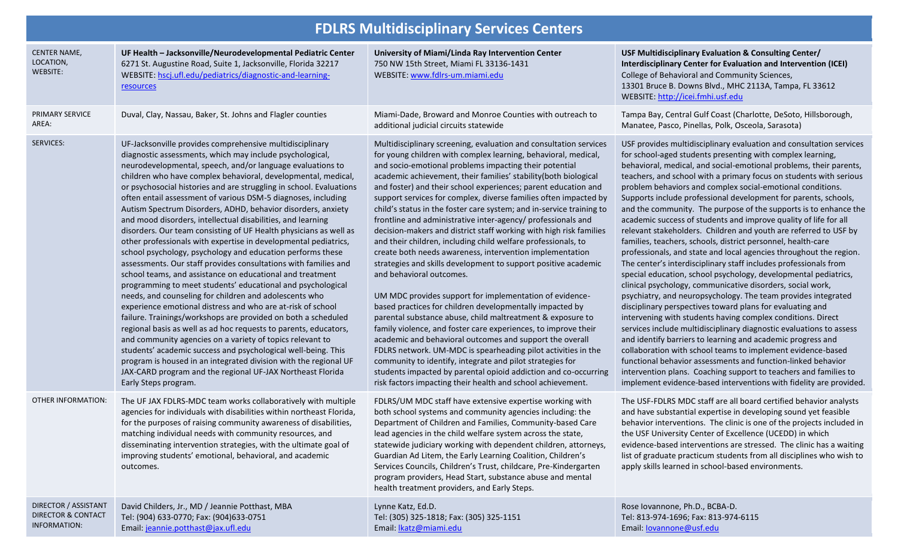# FDLRS Multidisciplinary Services Centers

| | | | |
|---|---|---|---|
| CENTER NAME, LOCATION, WEBSITE: | **UF Health – Jacksonville/Neurodevelopmental Pediatric Center**<br>6271 St. Augustine Road, Suite 1, Jacksonville, Florida 32217<br>WEBSITE: hscj.ufl.edu/pediatrics/diagnostic-and-learning-resources | **University of Miami/Linda Ray Intervention Center**<br>750 NW 15th Street, Miami FL 33136-1431<br>WEBSITE: www.fdlrs-um.miami.edu | **USF Multidisciplinary Evaluation & Consulting Center/ Interdisciplinary Center for Evaluation and Intervention (ICEI)**<br>College of Behavioral and Community Sciences,<br>13301 Bruce B. Downs Blvd., MHC 2113A, Tampa, FL 33612<br>WEBSITE: http://icei.fmhi.usf.edu |
| PRIMARY SERVICE AREA: | Duval, Clay, Nassau, Baker, St. Johns and Flagler counties | Miami-Dade, Broward and Monroe Counties with outreach to additional judicial circuits statewide | Tampa Bay, Central Gulf Coast (Charlotte, DeSoto, Hillsborough, Manatee, Pasco, Pinellas, Polk, Osceola, Sarasota) |
| SERVICES: | UF-Jacksonville provides comprehensive multidisciplinary diagnostic assessments, which may include psychological, neurodevelopmental, speech, and/or language evaluations to children who have complex behavioral, developmental, medical, or psychosocial histories and are struggling in school. Evaluations often entail assessment of various DSM-5 diagnoses, including Autism Spectrum Disorders, ADHD, behavior disorders, anxiety and mood disorders, intellectual disabilities, and learning disorders. Our team consisting of UF Health physicians as well as other professionals with expertise in developmental pediatrics, school psychology, psychology and education performs these assessments. Our staff provides consultations with families and school teams, and assistance on educational and treatment programming to meet students' educational and psychological needs, and counseling for children and adolescents who experience emotional distress and who are at-risk of school failure. Trainings/workshops are provided on both a scheduled regional basis as well as ad hoc requests to parents, educators, and community agencies on a variety of topics relevant to students' academic success and psychological well-being. This program is housed in an integrated division with the regional UF JAX-CARD program and the regional UF-JAX Northeast Florida Early Steps program. | Multidisciplinary screening, evaluation and consultation services for young children with complex learning, behavioral, medical, and socio-emotional problems impacting their potential academic achievement, their families' stability(both biological and foster) and their school experiences; parent education and support services for complex, diverse families often impacted by child's status in the foster care system; and in-service training to frontline and administrative inter-agency/ professionals and decision-makers and district staff working with high risk families and their children, including child welfare professionals, to create both needs awareness, intervention implementation strategies and skills development to support positive academic and behavioral outcomes.<br><br>UM MDC provides support for implementation of evidence-based practices for children developmentally impacted by parental substance abuse, child maltreatment & exposure to family violence, and foster care experiences, to improve their academic and behavioral outcomes and support the overall FDLRS network. UM-MDC is spearheading pilot activities in the community to identify, integrate and pilot strategies for students impacted by parental opioid addiction and co-occurring risk factors impacting their health and school achievement. | USF provides multidisciplinary evaluation and consultation services for school-aged students presenting with complex learning, behavioral, medical, and social-emotional problems, their parents, teachers, and school with a primary focus on students with serious problem behaviors and complex social-emotional conditions. Supports include professional development for parents, schools, and the community. The purpose of the supports is to enhance the academic success of students and improve quality of life for all relevant stakeholders. Children and youth are referred to USF by families, teachers, schools, district personnel, health-care professionals, and state and local agencies throughout the region. The center's interdisciplinary staff includes professionals from special education, school psychology, developmental pediatrics, clinical psychology, communicative disorders, social work, psychiatry, and neuropsychology. The team provides integrated disciplinary perspectives toward plans for evaluating and intervening with students having complex conditions. Direct services include multidisciplinary diagnostic evaluations to assess and identify barriers to learning and academic progress and collaboration with school teams to implement evidence-based functional behavior assessments and function-linked behavior intervention plans. Coaching support to teachers and families to implement evidence-based interventions with fidelity are provided. |
| OTHER INFORMATION: | The UF JAX FDLRS-MDC team works collaboratively with multiple agencies for individuals with disabilities within northeast Florida, for the purposes of raising community awareness of disabilities, matching individual needs with community resources, and disseminating intervention strategies, with the ultimate goal of improving students' emotional, behavioral, and academic outcomes. | FDLRS/UM MDC staff have extensive expertise working with both school systems and community agencies including: the Department of Children and Families, Community-based Care lead agencies in the child welfare system across the state, statewide judiciary working with dependent children, attorneys, Guardian Ad Litem, the Early Learning Coalition, Children's Services Councils, Children's Trust, childcare, Pre-Kindergarten program providers, Head Start, substance abuse and mental health treatment providers, and Early Steps. | The USF-FDLRS MDC staff are all board certified behavior analysts and have substantial expertise in developing sound yet feasible behavior interventions. The clinic is one of the projects included in the USF University Center of Excellence (UCEDD) in which evidence-based interventions are stressed. The clinic has a waiting list of graduate practicum students from all disciplines who wish to apply skills learned in school-based environments. |
| DIRECTOR / ASSISTANT DIRECTOR & CONTACT INFORMATION: | David Childers, Jr., MD / Jeannie Potthast, MBA<br>Tel: (904) 633-0770; Fax: (904)633-0751<br>Email: jeannie.potthast@jax.ufl.edu | Lynne Katz, Ed.D.<br>Tel: (305) 325-1818; Fax: (305) 325-1151<br>Email: lkatz@miami.edu | Rose Iovannone, Ph.D., BCBA-D.<br>Tel: 813-974-1696; Fax: 813-974-6115<br>Email: Iovannone@usf.edu |